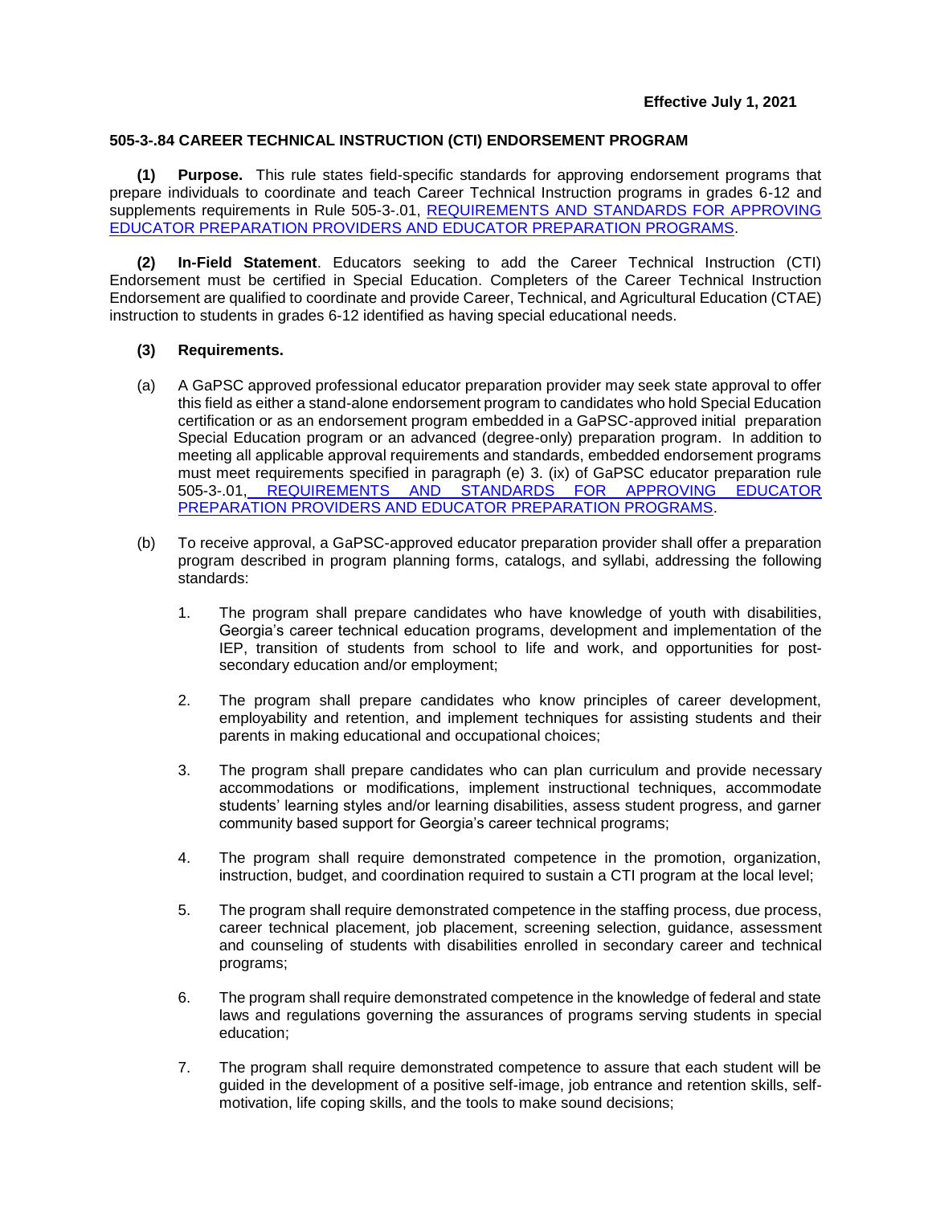**Effective July 1, 2021**

## 505-3-.84 CAREER TECHNICAL INSTRUCTION (CTI) ENDORSEMENT PROGRAM

**(1) Purpose.** This rule states field-specific standards for approving endorsement programs that prepare individuals to coordinate and teach Career Technical Instruction programs in grades 6-12 and supplements requirements in Rule 505-3-.01, REQUIREMENTS AND STANDARDS FOR APPROVING EDUCATOR PREPARATION PROVIDERS AND EDUCATOR PREPARATION PROGRAMS.

**(2) In-Field Statement**. Educators seeking to add the Career Technical Instruction (CTI) Endorsement must be certified in Special Education. Completers of the Career Technical Instruction Endorsement are qualified to coordinate and provide Career, Technical, and Agricultural Education (CTAE) instruction to students in grades 6-12 identified as having special educational needs.

**(3) Requirements.**

(a) A GaPSC approved professional educator preparation provider may seek state approval to offer this field as either a stand-alone endorsement program to candidates who hold Special Education certification or as an endorsement program embedded in a GaPSC-approved initial preparation Special Education program or an advanced (degree-only) preparation program. In addition to meeting all applicable approval requirements and standards, embedded endorsement programs must meet requirements specified in paragraph (e) 3. (ix) of GaPSC educator preparation rule 505-3-.01, REQUIREMENTS AND STANDARDS FOR APPROVING EDUCATOR PREPARATION PROVIDERS AND EDUCATOR PREPARATION PROGRAMS.

(b) To receive approval, a GaPSC-approved educator preparation provider shall offer a preparation program described in program planning forms, catalogs, and syllabi, addressing the following standards:

1. The program shall prepare candidates who have knowledge of youth with disabilities, Georgia's career technical education programs, development and implementation of the IEP, transition of students from school to life and work, and opportunities for post-secondary education and/or employment;

2. The program shall prepare candidates who know principles of career development, employability and retention, and implement techniques for assisting students and their parents in making educational and occupational choices;

3. The program shall prepare candidates who can plan curriculum and provide necessary accommodations or modifications, implement instructional techniques, accommodate students' learning styles and/or learning disabilities, assess student progress, and garner community based support for Georgia's career technical programs;

4. The program shall require demonstrated competence in the promotion, organization, instruction, budget, and coordination required to sustain a CTI program at the local level;

5. The program shall require demonstrated competence in the staffing process, due process, career technical placement, job placement, screening selection, guidance, assessment and counseling of students with disabilities enrolled in secondary career and technical programs;

6. The program shall require demonstrated competence in the knowledge of federal and state laws and regulations governing the assurances of programs serving students in special education;

7. The program shall require demonstrated competence to assure that each student will be guided in the development of a positive self-image, job entrance and retention skills, self-motivation, life coping skills, and the tools to make sound decisions;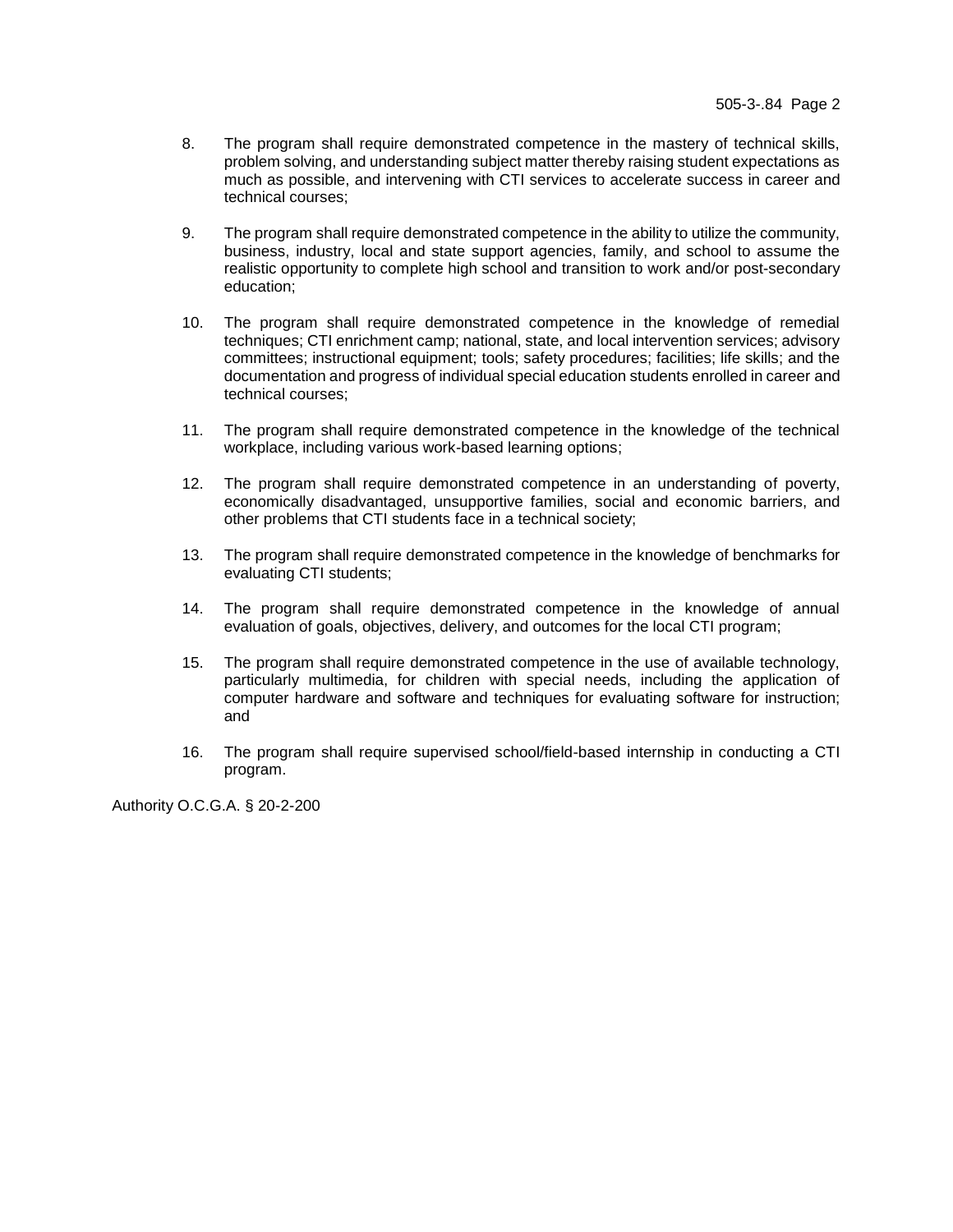8. The program shall require demonstrated competence in the mastery of technical skills, problem solving, and understanding subject matter thereby raising student expectations as much as possible, and intervening with CTI services to accelerate success in career and technical courses;

9. The program shall require demonstrated competence in the ability to utilize the community, business, industry, local and state support agencies, family, and school to assume the realistic opportunity to complete high school and transition to work and/or post-secondary education;

10. The program shall require demonstrated competence in the knowledge of remedial techniques; CTI enrichment camp; national, state, and local intervention services; advisory committees; instructional equipment; tools; safety procedures; facilities; life skills; and the documentation and progress of individual special education students enrolled in career and technical courses;

11. The program shall require demonstrated competence in the knowledge of the technical workplace, including various work-based learning options;

12. The program shall require demonstrated competence in an understanding of poverty, economically disadvantaged, unsupportive families, social and economic barriers, and other problems that CTI students face in a technical society;

13. The program shall require demonstrated competence in the knowledge of benchmarks for evaluating CTI students;

14. The program shall require demonstrated competence in the knowledge of annual evaluation of goals, objectives, delivery, and outcomes for the local CTI program;

15. The program shall require demonstrated competence in the use of available technology, particularly multimedia, for children with special needs, including the application of computer hardware and software and techniques for evaluating software for instruction; and

16. The program shall require supervised school/field-based internship in conducting a CTI program.

Authority O.C.G.A. § 20-2-200